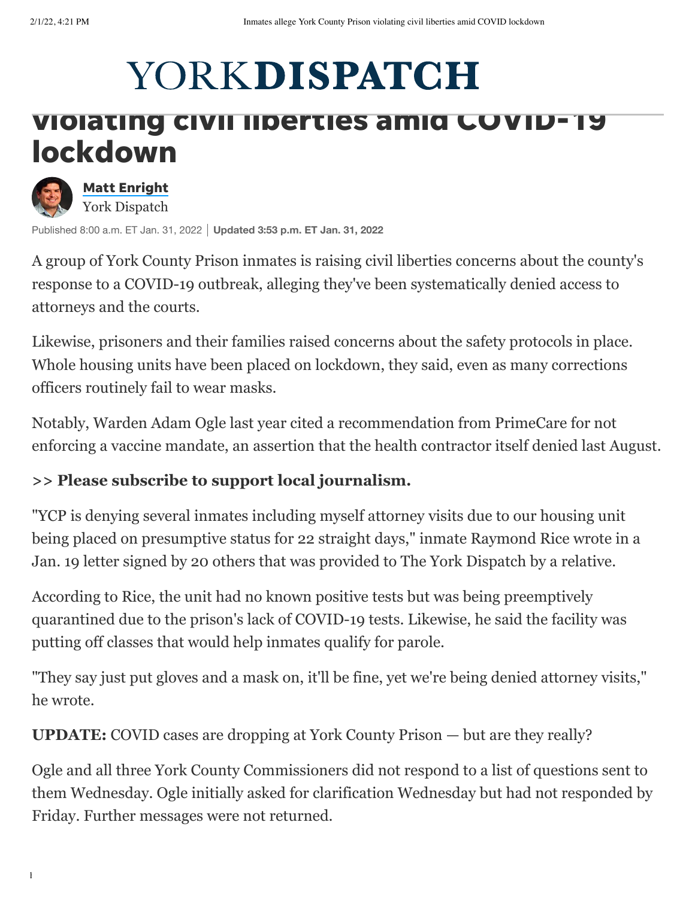# YORKDISPATCH

# violating civil liberties amid COVID-19 lockdown

**Matt Enright**
York Dispatch

Published 8:00 a.m. ET Jan. 31, 2022 | **Updated 3:53 p.m. ET Jan. 31, 2022**

A group of York County Prison inmates is raising civil liberties concerns about the county's response to a COVID-19 outbreak, alleging they've been systematically denied access to attorneys and the courts.

Likewise, prisoners and their families raised concerns about the safety protocols in place. Whole housing units have been placed on lockdown, they said, even as many corrections officers routinely fail to wear masks.

Notably, Warden Adam Ogle last year cited a recommendation from PrimeCare for not enforcing a vaccine mandate, an assertion that the health contractor itself denied last August.

**>> Please subscribe to support local journalism.**

"YCP is denying several inmates including myself attorney visits due to our housing unit being placed on presumptive status for 22 straight days," inmate Raymond Rice wrote in a Jan. 19 letter signed by 20 others that was provided to The York Dispatch by a relative.

According to Rice, the unit had no known positive tests but was being preemptively quarantined due to the prison's lack of COVID-19 tests. Likewise, he said the facility was putting off classes that would help inmates qualify for parole.

"They say just put gloves and a mask on, it'll be fine, yet we're being denied attorney visits," he wrote.

**UPDATE:** COVID cases are dropping at York County Prison — but are they really?

Ogle and all three York County Commissioners did not respond to a list of questions sent to them Wednesday. Ogle initially asked for clarification Wednesday but had not responded by Friday. Further messages were not returned.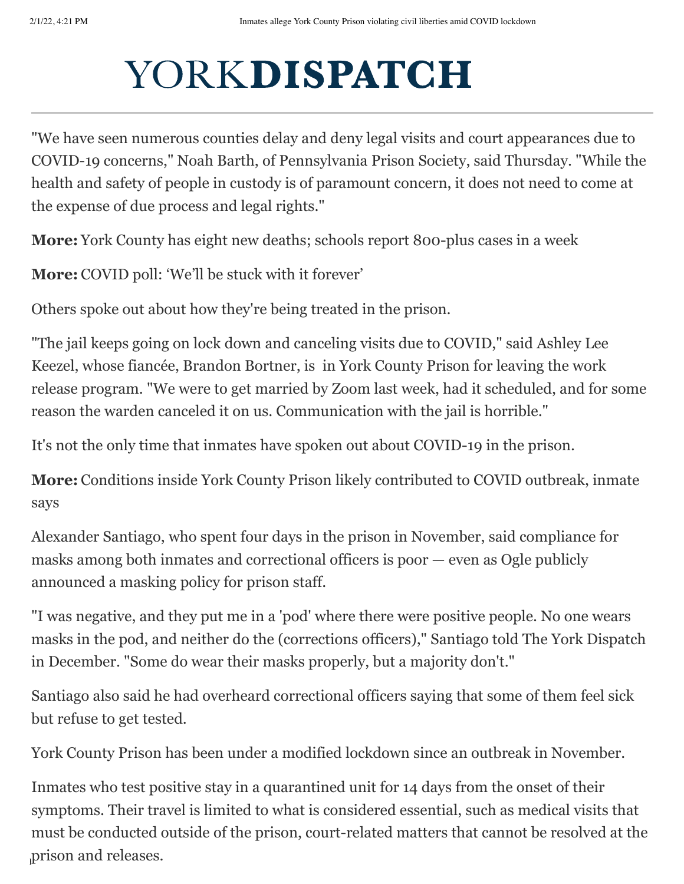"We have seen numerous counties delay and deny legal visits and court appearances due to COVID-19 concerns," Noah Barth, of Pennsylvania Prison Society, said Thursday. "While the health and safety of people in custody is of paramount concern, it does not need to come at the expense of due process and legal rights."

**More:** York County has eight new deaths; schools report 800-plus cases in a week

**More:** COVID poll: 'We'll be stuck with it forever'

Others spoke out about how they're being treated in the prison.

"The jail keeps going on lock down and canceling visits due to COVID," said Ashley Lee Keezel, whose fiancée, Brandon Bortner, is in York County Prison for leaving the work release program. "We were to get married by Zoom last week, had it scheduled, and for some reason the warden canceled it on us. Communication with the jail is horrible."

It's not the only time that inmates have spoken out about COVID-19 in the prison.

**More:** Conditions inside York County Prison likely contributed to COVID outbreak, inmate says

Alexander Santiago, who spent four days in the prison in November, said compliance for masks among both inmates and correctional officers is poor — even as Ogle publicly announced a masking policy for prison staff.

"I was negative, and they put me in a 'pod' where there were positive people. No one wears masks in the pod, and neither do the (corrections officers)," Santiago told The York Dispatch in December. "Some do wear their masks properly, but a majority don't."

Santiago also said he had overheard correctional officers saying that some of them feel sick but refuse to get tested.

York County Prison has been under a modified lockdown since an outbreak in November.

Inmates who test positive stay in a quarantined unit for 14 days from the onset of their symptoms. Their travel is limited to what is considered essential, such as medical visits that must be conducted outside of the prison, court-related matters that cannot be resolved at the prison and releases.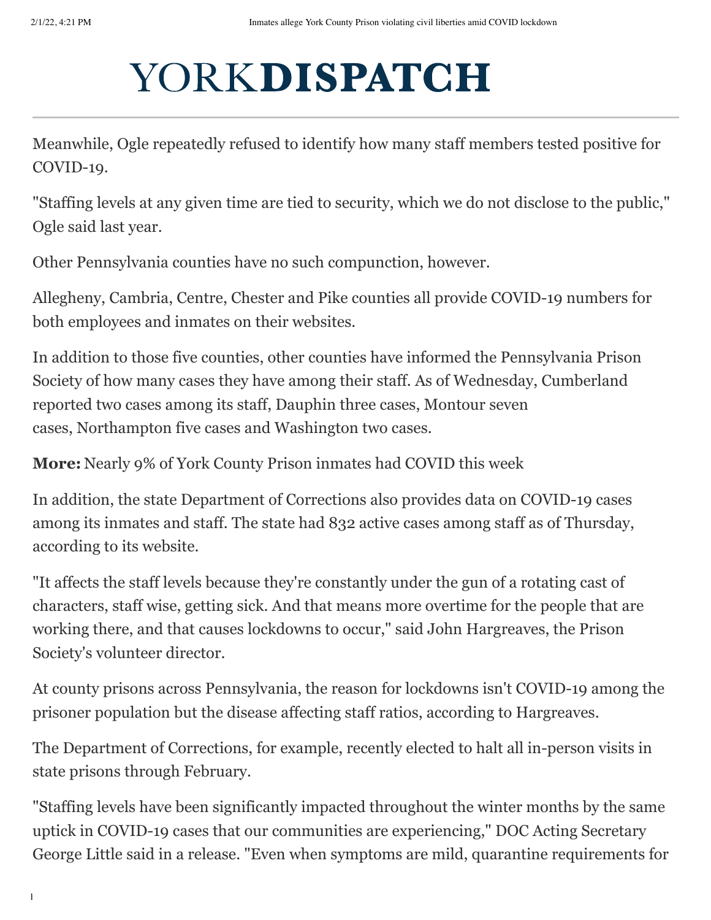Meanwhile, Ogle repeatedly refused to identify how many staff members tested positive for COVID-19.

"Staffing levels at any given time are tied to security, which we do not disclose to the public," Ogle said last year.

Other Pennsylvania counties have no such compunction, however.

Allegheny, Cambria, Centre, Chester and Pike counties all provide COVID-19 numbers for both employees and inmates on their websites.

In addition to those five counties, other counties have informed the Pennsylvania Prison Society of how many cases they have among their staff. As of Wednesday, Cumberland reported two cases among its staff, Dauphin three cases, Montour seven cases, Northampton five cases and Washington two cases.

**More:** Nearly 9% of York County Prison inmates had COVID this week

In addition, the state Department of Corrections also provides data on COVID-19 cases among its inmates and staff. The state had 832 active cases among staff as of Thursday, according to its website.

"It affects the staff levels because they're constantly under the gun of a rotating cast of characters, staff wise, getting sick. And that means more overtime for the people that are working there, and that causes lockdowns to occur," said John Hargreaves, the Prison Society's volunteer director.

At county prisons across Pennsylvania, the reason for lockdowns isn't COVID-19 among the prisoner population but the disease affecting staff ratios, according to Hargreaves.

The Department of Corrections, for example, recently elected to halt all in-person visits in state prisons through February.

"Staffing levels have been significantly impacted throughout the winter months by the same uptick in COVID-19 cases that our communities are experiencing," DOC Acting Secretary George Little said in a release. "Even when symptoms are mild, quarantine requirements for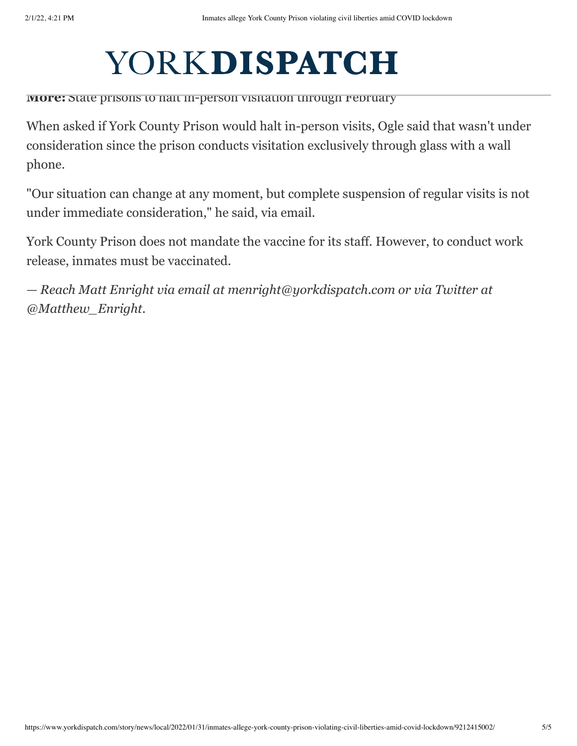**More:** State prisons to halt in-person visitation through February

When asked if York County Prison would halt in-person visits, Ogle said that wasn't under consideration since the prison conducts visitation exclusively through glass with a wall phone.

"Our situation can change at any moment, but complete suspension of regular visits is not under immediate consideration," he said, via email.

York County Prison does not mandate the vaccine for its staff. However, to conduct work release, inmates must be vaccinated.

*— Reach Matt Enright via email at menright@yorkdispatch.com or via Twitter at @Matthew_Enright.*